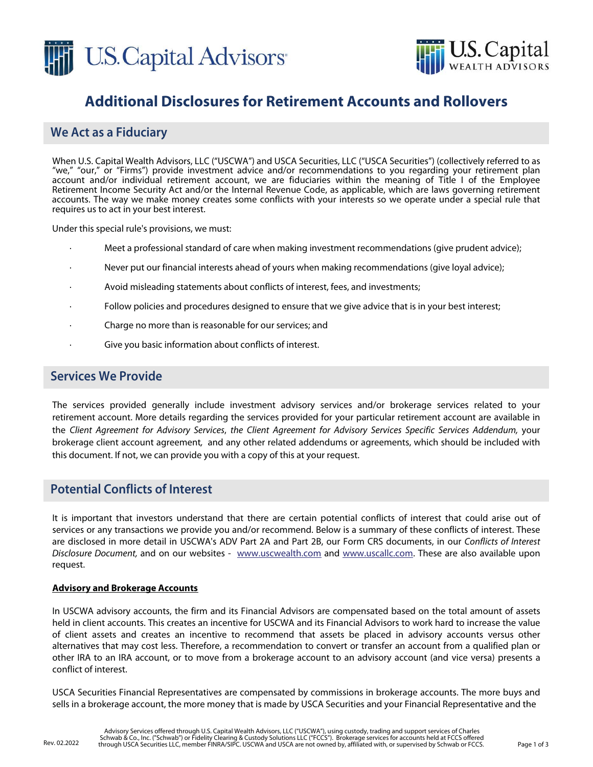# Additional Disclosures for Retirement Accounts and Rollovers

## We Act as a Fiduciary

When U.S. Capital Wealth Advisors, LLC ("USCWA") and USCA Securities, LLC ("USCA Securities") (collectively referred to as "we," "our," or "Firms") provide investment advice and/or recommendations to you regarding your retirement plan account and/or individual retirement account, we are fiduciaries within the meaning of Title I of the Employee Retirement Income Security Act and/or the Internal Revenue Code, as applicable, which are laws governing retirement accounts. The way we make money creates some conflicts with your interests so we operate under a special rule that requires us to act in your best interest.

Under this special rule's provisions, we must:

- Meet a professional standard of care when making investment recommendations (give prudent advice);
- Never put our financial interests ahead of yours when making recommendations (give loyal advice);
- Avoid misleading statements about conflicts of interest, fees, and investments;
- Follow policies and procedures designed to ensure that we give advice that is in your best interest;
- Charge no more than is reasonable for our services; and
- Give you basic information about conflicts of interest.

## Services We Provide

The services provided generally include investment advisory services and/or brokerage services related to your retirement account. More details regarding the services provided for your particular retirement account are available in the *Client Agreement for Advisory Services*, *the Client Agreement for Advisory Services Specific Services Addendum,* your brokerage client account agreement*,* and any other related addendums or agreements, which should be included with this document. If not, we can provide you with a copy of this at your request.

## Potential Conflicts of Interest

It is important that investors understand that there are certain potential conflicts of interest that could arise out of services or any transactions we provide you and/or recommend. Below is a summary of these conflicts of interest. These are disclosed in more detail in USCWA's ADV Part 2A and Part 2B, our Form CRS documents, in our *Conflicts of Interest Disclosure Document,* and on our websites - www.uscwealth.com and www.uscallc.com. These are also available upon request.

**Advisory and Brokerage Accounts**

In USCWA advisory accounts, the firm and its Financial Advisors are compensated based on the total amount of assets held in client accounts. This creates an incentive for USCWA and its Financial Advisors to work hard to increase the value of client assets and creates an incentive to recommend that assets be placed in advisory accounts versus other alternatives that may cost less. Therefore, a recommendation to convert or transfer an account from a qualified plan or other IRA to an IRA account, or to move from a brokerage account to an advisory account (and vice versa) presents a conflict of interest.

USCA Securities Financial Representatives are compensated by commissions in brokerage accounts. The more buys and sells in a brokerage account, the more money that is made by USCA Securities and your Financial Representative and the

Advisory Services offered through U.S. Capital Wealth Advisors, LLC ("USCWA"), using custody, trading and support services of Charles Schwab & Co., Inc. ("Schwab") or Fidelity Clearing & Custody Solutions LLC ("FCCS"). Brokerage services for accounts held at FCCS offered through USCA Securities LLC, member FINRA/SIPC. USCWA and USCA are not owned by, affiliated with, or supervised by Schwab or FCCS.

Rev. 02.2022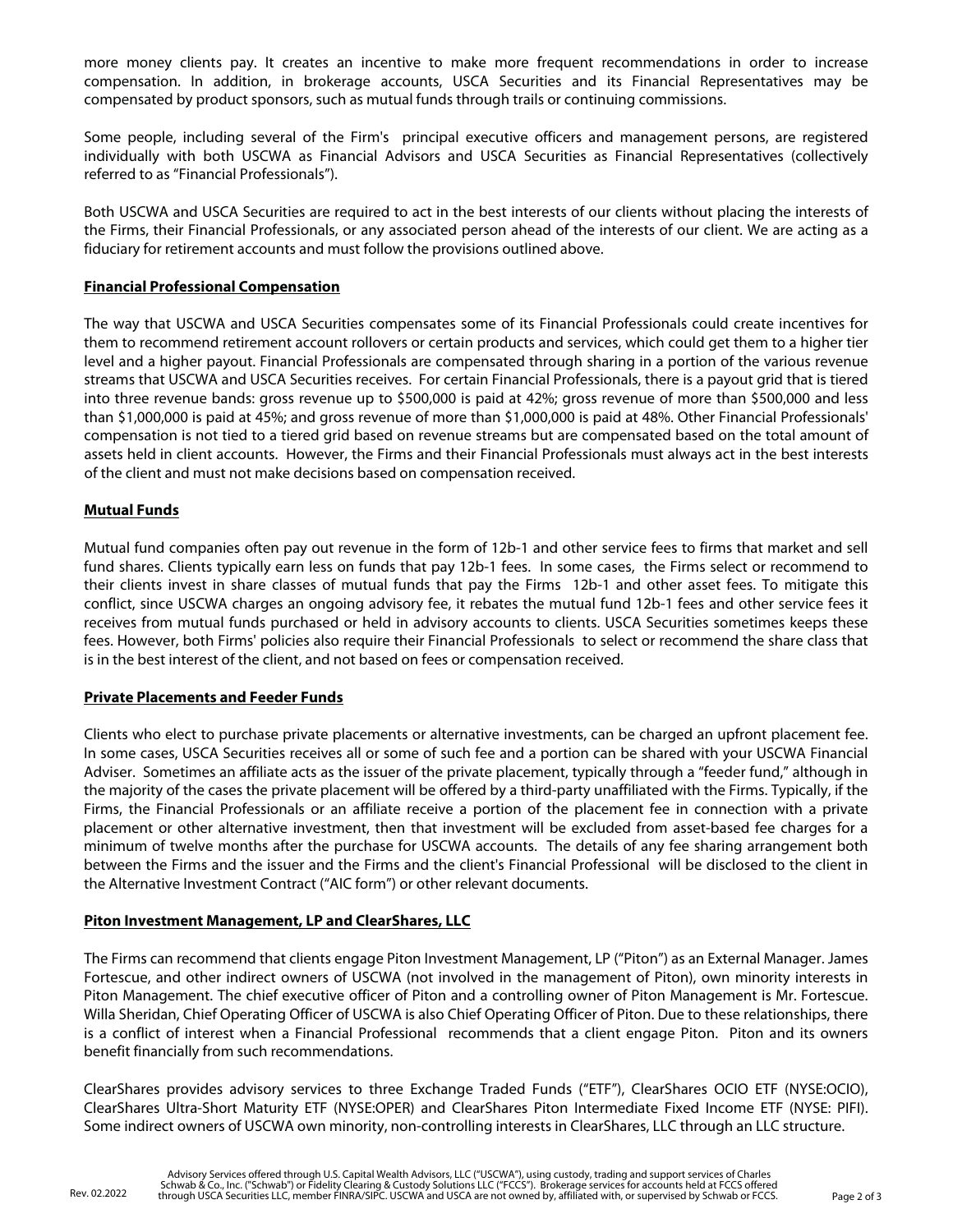more money clients pay. It creates an incentive to make more frequent recommendations in order to increase compensation. In addition, in brokerage accounts, USCA Securities and its Financial Representatives may be compensated by product sponsors, such as mutual funds through trails or continuing commissions.

Some people, including several of the Firm's principal executive officers and management persons, are registered individually with both USCWA as Financial Advisors and USCA Securities as Financial Representatives (collectively referred to as "Financial Professionals").

Both USCWA and USCA Securities are required to act in the best interests of our clients without placing the interests of the Firms, their Financial Professionals, or any associated person ahead of the interests of our client. We are acting as a fiduciary for retirement accounts and must follow the provisions outlined above.

**Financial Professional Compensation**

The way that USCWA and USCA Securities compensates some of its Financial Professionals could create incentives for them to recommend retirement account rollovers or certain products and services, which could get them to a higher tier level and a higher payout. Financial Professionals are compensated through sharing in a portion of the various revenue streams that USCWA and USCA Securities receives. For certain Financial Professionals, there is a payout grid that is tiered into three revenue bands: gross revenue up to $500,000 is paid at 42%; gross revenue of more than $500,000 and less than $1,000,000 is paid at 45%; and gross revenue of more than $1,000,000 is paid at 48%. Other Financial Professionals' compensation is not tied to a tiered grid based on revenue streams but are compensated based on the total amount of assets held in client accounts. However, the Firms and their Financial Professionals must always act in the best interests of the client and must not make decisions based on compensation received.

**Mutual Funds**

Mutual fund companies often pay out revenue in the form of 12b-1 and other service fees to firms that market and sell fund shares. Clients typically earn less on funds that pay 12b-1 fees. In some cases, the Firms select or recommend to their clients invest in share classes of mutual funds that pay the Firms 12b-1 and other asset fees. To mitigate this conflict, since USCWA charges an ongoing advisory fee, it rebates the mutual fund 12b-1 fees and other service fees it receives from mutual funds purchased or held in advisory accounts to clients. USCA Securities sometimes keeps these fees. However, both Firms' policies also require their Financial Professionals to select or recommend the share class that is in the best interest of the client, and not based on fees or compensation received.

**Private Placements and Feeder Funds**

Clients who elect to purchase private placements or alternative investments, can be charged an upfront placement fee. In some cases, USCA Securities receives all or some of such fee and a portion can be shared with your USCWA Financial Adviser. Sometimes an affiliate acts as the issuer of the private placement, typically through a "feeder fund," although in the majority of the cases the private placement will be offered by a third-party unaffiliated with the Firms. Typically, if the Firms, the Financial Professionals or an affiliate receive a portion of the placement fee in connection with a private placement or other alternative investment, then that investment will be excluded from asset-based fee charges for a minimum of twelve months after the purchase for USCWA accounts. The details of any fee sharing arrangement both between the Firms and the issuer and the Firms and the client's Financial Professional will be disclosed to the client in the Alternative Investment Contract ("AIC form") or other relevant documents.

**Piton Investment Management, LP and ClearShares, LLC**

The Firms can recommend that clients engage Piton Investment Management, LP ("Piton") as an External Manager. James Fortescue, and other indirect owners of USCWA (not involved in the management of Piton), own minority interests in Piton Management. The chief executive officer of Piton and a controlling owner of Piton Management is Mr. Fortescue. Willa Sheridan, Chief Operating Officer of USCWA is also Chief Operating Officer of Piton. Due to these relationships, there is a conflict of interest when a Financial Professional recommends that a client engage Piton. Piton and its owners benefit financially from such recommendations.

ClearShares provides advisory services to three Exchange Traded Funds ("ETF"), ClearShares OCIO ETF (NYSE:OCIO), ClearShares Ultra-Short Maturity ETF (NYSE:OPER) and ClearShares Piton Intermediate Fixed Income ETF (NYSE: PIFI). Some indirect owners of USCWA own minority, non-controlling interests in ClearShares, LLC through an LLC structure.

Advisory Services offered through U.S. Capital Wealth Advisors, LLC ("USCWA"), using custody, trading and support services of Charles Schwab & Co., Inc. ("Schwab") or Fidelity Clearing & Custody Solutions LLC ("FCCS"). Brokerage services for accounts held at FCCS offered through USCA Securities LLC, member FINRA/SIPC. USCWA and USCA are not owned by, affiliated with, or supervised by Schwab or FCCS.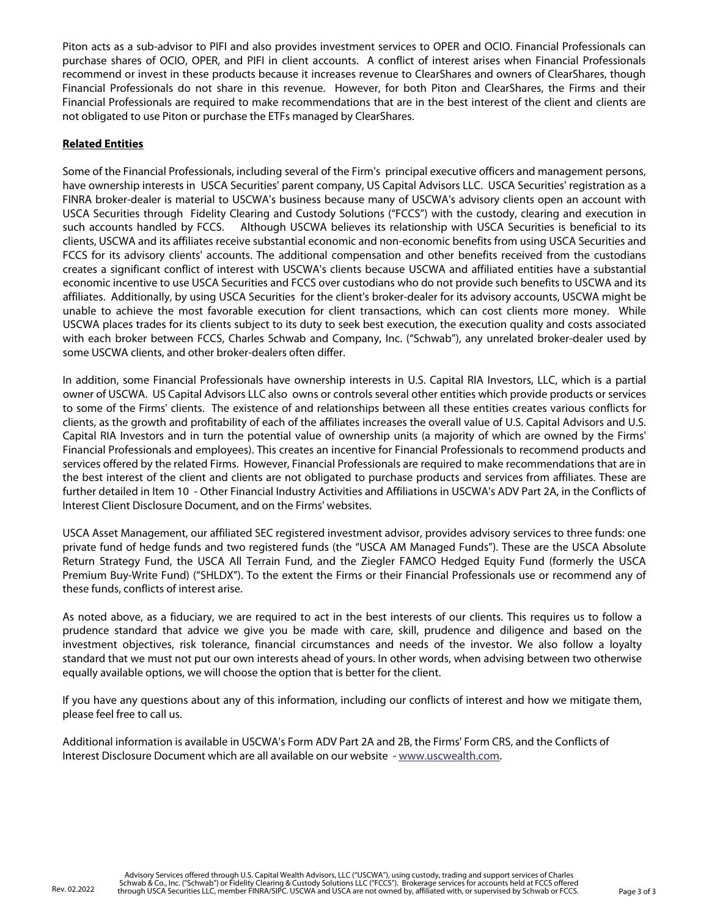Piton acts as a sub-advisor to PIFI and also provides investment services to OPER and OCIO. Financial Professionals can purchase shares of OCIO, OPER, and PIFI in client accounts. A conflict of interest arises when Financial Professionals recommend or invest in these products because it increases revenue to ClearShares and owners of ClearShares, though Financial Professionals do not share in this revenue. However, for both Piton and ClearShares, the Firms and their Financial Professionals are required to make recommendations that are in the best interest of the client and clients are not obligated to use Piton or purchase the ETFs managed by ClearShares.

**Related Entities**

Some of the Financial Professionals, including several of the Firm's principal executive officers and management persons, have ownership interests in USCA Securities' parent company, US Capital Advisors LLC. USCA Securities' registration as a FINRA broker-dealer is material to USCWA's business because many of USCWA's advisory clients open an account with USCA Securities through Fidelity Clearing and Custody Solutions ("FCCS") with the custody, clearing and execution in such accounts handled by FCCS. Although USCWA believes its relationship with USCA Securities is beneficial to its clients, USCWA and its affiliates receive substantial economic and non-economic benefits from using USCA Securities and FCCS for its advisory clients' accounts. The additional compensation and other benefits received from the custodians creates a significant conflict of interest with USCWA's clients because USCWA and affiliated entities have a substantial economic incentive to use USCA Securities and FCCS over custodians who do not provide such benefits to USCWA and its affiliates. Additionally, by using USCA Securities for the client's broker-dealer for its advisory accounts, USCWA might be unable to achieve the most favorable execution for client transactions, which can cost clients more money. While USCWA places trades for its clients subject to its duty to seek best execution, the execution quality and costs associated with each broker between FCCS, Charles Schwab and Company, Inc. ("Schwab"), any unrelated broker-dealer used by some USCWA clients, and other broker-dealers often differ.

In addition, some Financial Professionals have ownership interests in U.S. Capital RIA Investors, LLC, which is a partial owner of USCWA. US Capital Advisors LLC also owns or controls several other entities which provide products or services to some of the Firms' clients. The existence of and relationships between all these entities creates various conflicts for clients, as the growth and profitability of each of the affiliates increases the overall value of U.S. Capital Advisors and U.S. Capital RIA Investors and in turn the potential value of ownership units (a majority of which are owned by the Firms' Financial Professionals and employees). This creates an incentive for Financial Professionals to recommend products and services offered by the related Firms. However, Financial Professionals are required to make recommendations that are in the best interest of the client and clients are not obligated to purchase products and services from affiliates. These are further detailed in Item 10 - Other Financial Industry Activities and Affiliations in USCWA's ADV Part 2A, in the Conflicts of Interest Client Disclosure Document, and on the Firms' websites.

USCA Asset Management, our affiliated SEC registered investment advisor, provides advisory services to three funds: one private fund of hedge funds and two registered funds (the "USCA AM Managed Funds"). These are the USCA Absolute Return Strategy Fund, the USCA All Terrain Fund, and the Ziegler FAMCO Hedged Equity Fund (formerly the USCA Premium Buy-Write Fund) ("SHLDX"). To the extent the Firms or their Financial Professionals use or recommend any of these funds, conflicts of interest arise.

As noted above, as a fiduciary, we are required to act in the best interests of our clients. This requires us to follow a prudence standard that advice we give you be made with care, skill, prudence and diligence and based on the investment objectives, risk tolerance, financial circumstances and needs of the investor. We also follow a loyalty standard that we must not put our own interests ahead of yours. In other words, when advising between two otherwise equally available options, we will choose the option that is better for the client.

If you have any questions about any of this information, including our conflicts of interest and how we mitigate them, please feel free to call us.

Additional information is available in USCWA's Form ADV Part 2A and 2B, the Firms' Form CRS, and the Conflicts of Interest Disclosure Document which are all available on our website - www.uscwealth.com.

Advisory Services offered through U.S. Capital Wealth Advisors, LLC ("USCWA"), using custody, trading and support services of Charles Schwab & Co., Inc. ("Schwab") or Fidelity Clearing & Custody Solutions LLC ("FCCS"). Brokerage services for accounts held at FCCS offered through USCA Securities LLC, member FINRA/SIPC. USCWA and USCA are not owned by, affiliated with, or supervised by Schwab or FCCS.

Rev. 02.2022